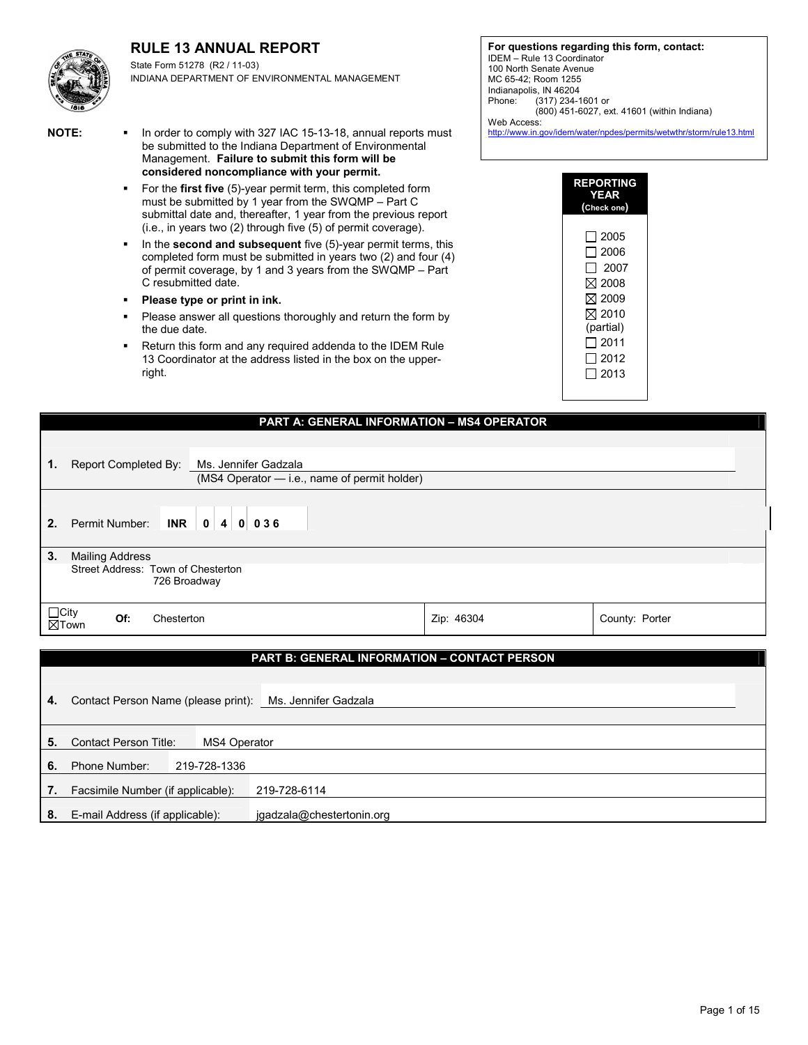# RULE 13 ANNUAL REPORT

State Form 51278 (R2 / 11-03)
INDIANA DEPARTMENT OF ENVIRONMENTAL MANAGEMENT

**For questions regarding this form, contact:**
IDEM – Rule 13 Coordinator
100 North Senate Avenue
MC 65-42; Room 1255
Indianapolis, IN 46204
Phone: (317) 234-1601 or
(800) 451-6027, ext. 41601 (within Indiana)
Web Access:
http://www.in.gov/idem/water/npdes/permits/wetwthr/storm/rule13.html

**NOTE:**

- In order to comply with 327 IAC 15-13-18, annual reports must be submitted to the Indiana Department of Environmental Management. **Failure to submit this form will be considered noncompliance with your permit.**
- For the **first five** (5)-year permit term, this completed form must be submitted by 1 year from the SWQMP – Part C submittal date and, thereafter, 1 year from the previous report (i.e., in years two (2) through five (5) of permit coverage).
- In the **second and subsequent** five (5)-year permit terms, this completed form must be submitted in years two (2) and four (4) of permit coverage, by 1 and 3 years from the SWQMP – Part C resubmitted date.
- **Please type or print in ink.**
- Please answer all questions thoroughly and return the form by the due date.
- Return this form and any required addenda to the IDEM Rule 13 Coordinator at the address listed in the box on the upper-right.

**REPORTING YEAR (Check one)**

- ☐ 2005
- ☐ 2006
- ☐ 2007
- ☒ 2008
- ☒ 2009
- ☒ 2010 (partial)
- ☐ 2011
- ☐ 2012
- ☐ 2013

## PART A: GENERAL INFORMATION – MS4 OPERATOR

**1.** Report Completed By: Ms. Jennifer Gadzala
(MS4 Operator — i.e., name of permit holder)

**2.** Permit Number: INR 0 4 0 0 3 6

**3.** Mailing Address
Street Address: Town of Chesterton
726 Broadway

| | | | |
|---|---|---|---|
| ☐City ☒Town | **Of:** Chesterton | Zip: 46304 | County: Porter |

## PART B: GENERAL INFORMATION – CONTACT PERSON

**4.** Contact Person Name (please print): Ms. Jennifer Gadzala

**5.** Contact Person Title: MS4 Operator

**6.** Phone Number: 219-728-1336

**7.** Facsimile Number (if applicable): 219-728-6114

**8.** E-mail Address (if applicable): jgadzala@chestertonin.org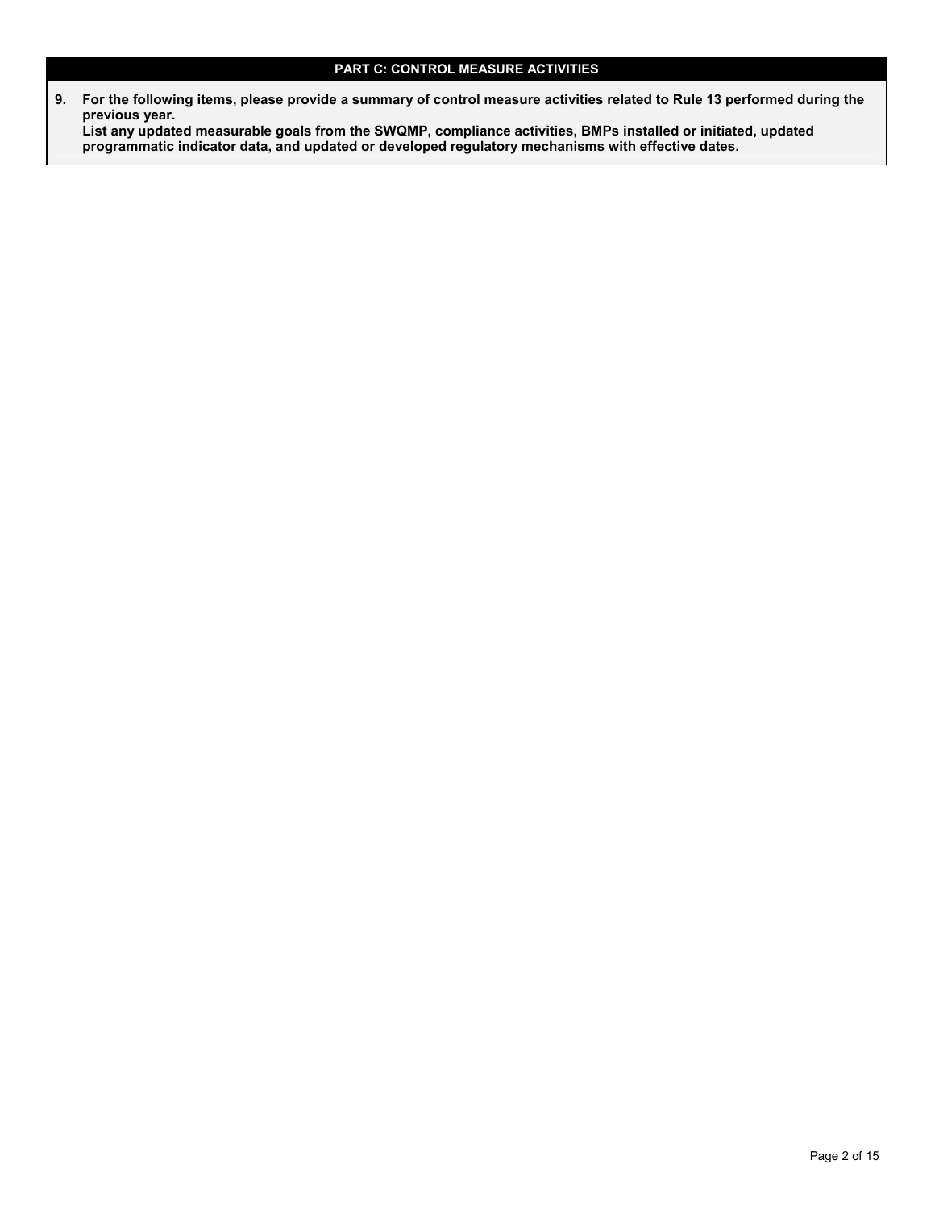## PART C: CONTROL MEASURE ACTIVITIES

**9. For the following items, please provide a summary of control measure activities related to Rule 13 performed during the previous year.**
**List any updated measurable goals from the SWQMP, compliance activities, BMPs installed or initiated, updated programmatic indicator data, and updated or developed regulatory mechanisms with effective dates.**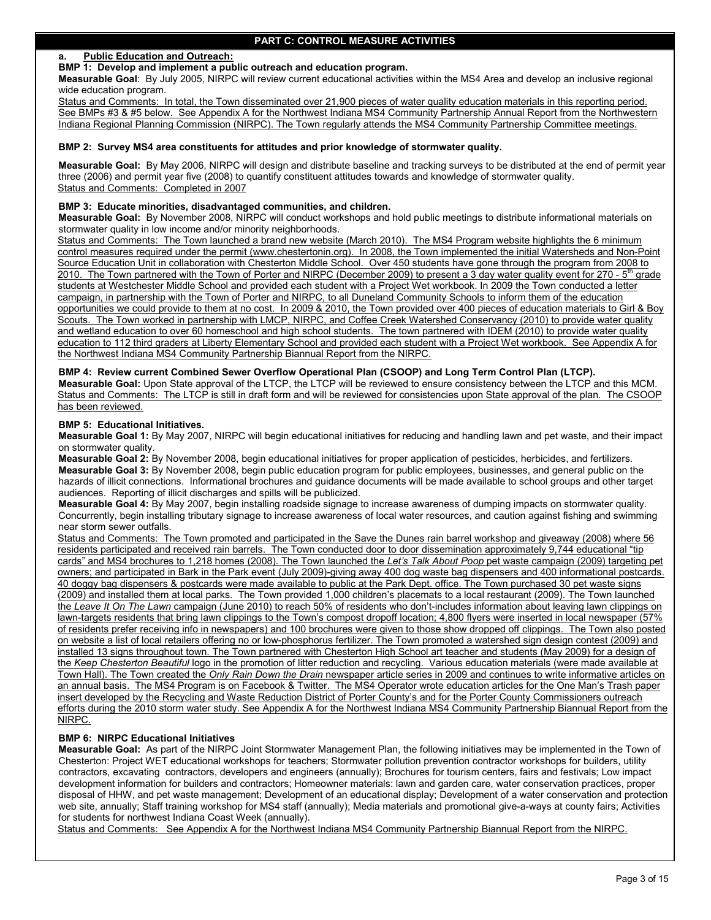## PART C: CONTROL MEASURE ACTIVITIES

**a. Public Education and Outreach:**

**BMP 1: Develop and implement a public outreach and education program.**

**Measurable Goal**: By July 2005, NIRPC will review current educational activities within the MS4 Area and develop an inclusive regional wide education program.

Status and Comments: In total, the Town disseminated over 21,900 pieces of water quality education materials in this reporting period. See BMPs #3 & #5 below. See Appendix A for the Northwest Indiana MS4 Community Partnership Annual Report from the Northwestern Indiana Regional Planning Commission (NIRPC). The Town regularly attends the MS4 Community Partnership Committee meetings.

**BMP 2: Survey MS4 area constituents for attitudes and prior knowledge of stormwater quality.**

**Measurable Goal:** By May 2006, NIRPC will design and distribute baseline and tracking surveys to be distributed at the end of permit year three (2006) and permit year five (2008) to quantify constituent attitudes towards and knowledge of stormwater quality.

Status and Comments: Completed in 2007

**BMP 3: Educate minorities, disadvantaged communities, and children.**

**Measurable Goal:** By November 2008, NIRPC will conduct workshops and hold public meetings to distribute informational materials on stormwater quality in low income and/or minority neighborhoods.

Status and Comments: The Town launched a brand new website (March 2010). The MS4 Program website highlights the 6 minimum control measures required under the permit (www.chestertonin.org). In 2008, the Town implemented the initial Watersheds and Non-Point Source Education Unit in collaboration with Chesterton Middle School. Over 450 students have gone through the program from 2008 to 2010. The Town partnered with the Town of Porter and NIRPC (December 2009) to present a 3 day water quality event for 270 - 5th grade students at Westchester Middle School and provided each student with a Project Wet workbook. In 2009 the Town conducted a letter campaign, in partnership with the Town of Porter and NIRPC, to all Duneland Community Schools to inform them of the education opportunities we could provide to them at no cost. In 2009 & 2010, the Town provided over 400 pieces of education materials to Girl & Boy Scouts. The Town worked in partnership with LMCP, NIRPC, and Coffee Creek Watershed Conservancy (2010) to provide water quality and wetland education to over 60 homeschool and high school students. The town partnered with IDEM (2010) to provide water quality education to 112 third graders at Liberty Elementary School and provided each student with a Project Wet workbook. See Appendix A for the Northwest Indiana MS4 Community Partnership Biannual Report from the NIRPC.

**BMP 4: Review current Combined Sewer Overflow Operational Plan (CSOOP) and Long Term Control Plan (LTCP).**

**Measurable Goal:** Upon State approval of the LTCP, the LTCP will be reviewed to ensure consistency between the LTCP and this MCM.

Status and Comments: The LTCP is still in draft form and will be reviewed for consistencies upon State approval of the plan. The CSOOP has been reviewed.

**BMP 5: Educational Initiatives.**

**Measurable Goal 1:** By May 2007, NIRPC will begin educational initiatives for reducing and handling lawn and pet waste, and their impact on stormwater quality.

**Measurable Goal 2:** By November 2008, begin educational initiatives for proper application of pesticides, herbicides, and fertilizers.

**Measurable Goal 3:** By November 2008, begin public education program for public employees, businesses, and general public on the hazards of illicit connections. Informational brochures and guidance documents will be made available to school groups and other target audiences. Reporting of illicit discharges and spills will be publicized.

**Measurable Goal 4:** By May 2007, begin installing roadside signage to increase awareness of dumping impacts on stormwater quality. Concurrently, begin installing tributary signage to increase awareness of local water resources, and caution against fishing and swimming near storm sewer outfalls.

Status and Comments: The Town promoted and participated in the Save the Dunes rain barrel workshop and giveaway (2008) where 56 residents participated and received rain barrels. The Town conducted door to door dissemination approximately 9,744 educational "tip cards" and MS4 brochures to 1,218 homes (2008). The Town launched the *Let's Talk About Poop* pet waste campaign (2009) targeting pet owners; and participated in Bark in the Park event (July 2009)-giving away 400 dog waste bag dispensers and 400 informational postcards. 40 doggy bag dispensers & postcards were made available to public at the Park Dept. office. The Town purchased 30 pet waste signs (2009) and installed them at local parks. The Town provided 1,000 children's placemats to a local restaurant (2009). The Town launched the *Leave It On The Lawn* campaign (June 2010) to reach 50% of residents who don't-includes information about leaving lawn clippings on lawn-targets residents that bring lawn clippings to the Town's compost dropoff location; 4,800 flyers were inserted in local newspaper (57% of residents prefer receiving info in newspapers) and 100 brochures were given to those show dropped off clippings. The Town also posted on website a list of local retailers offering no or low-phosphorus fertilizer. The Town promoted a watershed sign design contest (2009) and installed 13 signs throughout town. The Town partnered with Chesterton High School art teacher and students (May 2009) for a design of the *Keep Chesterton Beautiful* logo in the promotion of litter reduction and recycling. Various education materials (were made available at Town Hall). The Town created the *Only Rain Down the Drain* newspaper article series in 2009 and continues to write informative articles on an annual basis. The MS4 Program is on Facebook & Twitter. The MS4 Operator wrote education articles for the One Man's Trash paper insert developed by the Recycling and Waste Reduction District of Porter County's and for the Porter County Commissioners outreach efforts during the 2010 storm water study. See Appendix A for the Northwest Indiana MS4 Community Partnership Biannual Report from the NIRPC.

**BMP 6: NIRPC Educational Initiatives**

**Measurable Goal:** As part of the NIRPC Joint Stormwater Management Plan, the following initiatives may be implemented in the Town of Chesterton: Project WET educational workshops for teachers; Stormwater pollution prevention contractor workshops for builders, utility contractors, excavating contractors, developers and engineers (annually); Brochures for tourism centers, fairs and festivals; Low impact development information for builders and contractors; Homeowner materials: lawn and garden care, water conservation practices, proper disposal of HHW, and pet waste management; Development of an educational display; Development of a water conservation and protection web site, annually; Staff training workshop for MS4 staff (annually); Media materials and promotional give-a-ways at county fairs; Activities for students for northwest Indiana Coast Week (annually).

Status and Comments: See Appendix A for the Northwest Indiana MS4 Community Partnership Biannual Report from the NIRPC.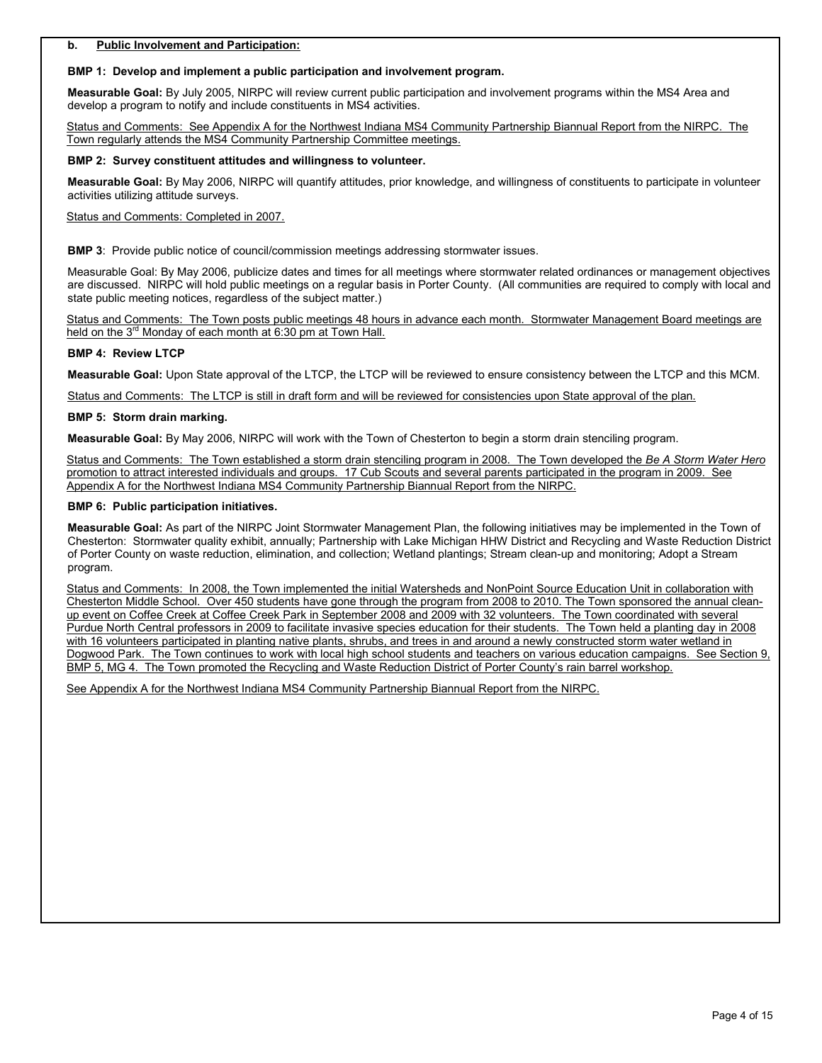### b. Public Involvement and Participation:

**BMP 1: Develop and implement a public participation and involvement program.**

**Measurable Goal:** By July 2005, NIRPC will review current public participation and involvement programs within the MS4 Area and develop a program to notify and include constituents in MS4 activities.

Status and Comments: See Appendix A for the Northwest Indiana MS4 Community Partnership Biannual Report from the NIRPC. The Town regularly attends the MS4 Community Partnership Committee meetings.

**BMP 2: Survey constituent attitudes and willingness to volunteer.**

**Measurable Goal:** By May 2006, NIRPC will quantify attitudes, prior knowledge, and willingness of constituents to participate in volunteer activities utilizing attitude surveys.

Status and Comments: Completed in 2007.

**BMP 3**: Provide public notice of council/commission meetings addressing stormwater issues.

Measurable Goal: By May 2006, publicize dates and times for all meetings where stormwater related ordinances or management objectives are discussed. NIRPC will hold public meetings on a regular basis in Porter County. (All communities are required to comply with local and state public meeting notices, regardless of the subject matter.)

Status and Comments: The Town posts public meetings 48 hours in advance each month. Stormwater Management Board meetings are held on the 3rd Monday of each month at 6:30 pm at Town Hall.

**BMP 4: Review LTCP**

**Measurable Goal:** Upon State approval of the LTCP, the LTCP will be reviewed to ensure consistency between the LTCP and this MCM.

Status and Comments: The LTCP is still in draft form and will be reviewed for consistencies upon State approval of the plan.

**BMP 5: Storm drain marking.**

**Measurable Goal:** By May 2006, NIRPC will work with the Town of Chesterton to begin a storm drain stenciling program.

Status and Comments: The Town established a storm drain stenciling program in 2008. The Town developed the *Be A Storm Water Hero* promotion to attract interested individuals and groups. 17 Cub Scouts and several parents participated in the program in 2009. See Appendix A for the Northwest Indiana MS4 Community Partnership Biannual Report from the NIRPC.

**BMP 6: Public participation initiatives.**

**Measurable Goal:** As part of the NIRPC Joint Stormwater Management Plan, the following initiatives may be implemented in the Town of Chesterton: Stormwater quality exhibit, annually; Partnership with Lake Michigan HHW District and Recycling and Waste Reduction District of Porter County on waste reduction, elimination, and collection; Wetland plantings; Stream clean-up and monitoring; Adopt a Stream program.

Status and Comments: In 2008, the Town implemented the initial Watersheds and NonPoint Source Education Unit in collaboration with Chesterton Middle School. Over 450 students have gone through the program from 2008 to 2010. The Town sponsored the annual clean-up event on Coffee Creek at Coffee Creek Park in September 2008 and 2009 with 32 volunteers. The Town coordinated with several Purdue North Central professors in 2009 to facilitate invasive species education for their students. The Town held a planting day in 2008 with 16 volunteers participated in planting native plants, shrubs, and trees in and around a newly constructed storm water wetland in Dogwood Park. The Town continues to work with local high school students and teachers on various education campaigns. See Section 9, BMP 5, MG 4. The Town promoted the Recycling and Waste Reduction District of Porter County's rain barrel workshop.

See Appendix A for the Northwest Indiana MS4 Community Partnership Biannual Report from the NIRPC.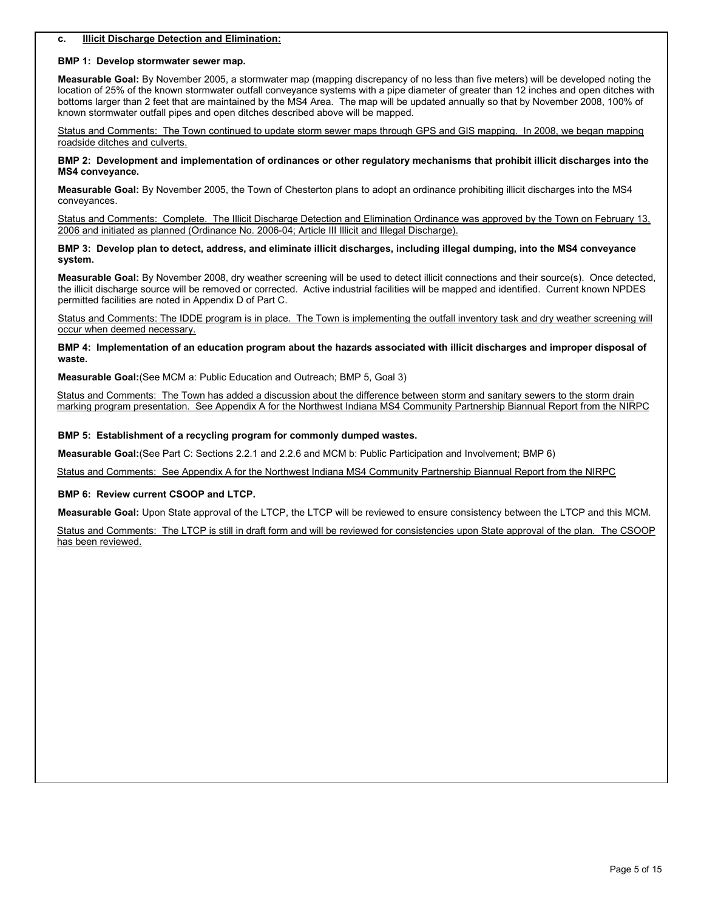### c. Illicit Discharge Detection and Elimination:

**BMP 1: Develop stormwater sewer map.**

**Measurable Goal:** By November 2005, a stormwater map (mapping discrepancy of no less than five meters) will be developed noting the location of 25% of the known stormwater outfall conveyance systems with a pipe diameter of greater than 12 inches and open ditches with bottoms larger than 2 feet that are maintained by the MS4 Area. The map will be updated annually so that by November 2008, 100% of known stormwater outfall pipes and open ditches described above will be mapped.

Status and Comments: The Town continued to update storm sewer maps through GPS and GIS mapping. In 2008, we began mapping roadside ditches and culverts.

**BMP 2: Development and implementation of ordinances or other regulatory mechanisms that prohibit illicit discharges into the MS4 conveyance.**

**Measurable Goal:** By November 2005, the Town of Chesterton plans to adopt an ordinance prohibiting illicit discharges into the MS4 conveyances.

Status and Comments: Complete. The Illicit Discharge Detection and Elimination Ordinance was approved by the Town on February 13, 2006 and initiated as planned (Ordinance No. 2006-04; Article III Illicit and Illegal Discharge).

**BMP 3: Develop plan to detect, address, and eliminate illicit discharges, including illegal dumping, into the MS4 conveyance system.**

**Measurable Goal:** By November 2008, dry weather screening will be used to detect illicit connections and their source(s). Once detected, the illicit discharge source will be removed or corrected. Active industrial facilities will be mapped and identified. Current known NPDES permitted facilities are noted in Appendix D of Part C.

Status and Comments: The IDDE program is in place. The Town is implementing the outfall inventory task and dry weather screening will occur when deemed necessary.

**BMP 4: Implementation of an education program about the hazards associated with illicit discharges and improper disposal of waste.**

**Measurable Goal:**(See MCM a: Public Education and Outreach; BMP 5, Goal 3)

Status and Comments: The Town has added a discussion about the difference between storm and sanitary sewers to the storm drain marking program presentation. See Appendix A for the Northwest Indiana MS4 Community Partnership Biannual Report from the NIRPC

**BMP 5: Establishment of a recycling program for commonly dumped wastes.**

**Measurable Goal:**(See Part C: Sections 2.2.1 and 2.2.6 and MCM b: Public Participation and Involvement; BMP 6)

Status and Comments: See Appendix A for the Northwest Indiana MS4 Community Partnership Biannual Report from the NIRPC

**BMP 6: Review current CSOOP and LTCP.**

**Measurable Goal:** Upon State approval of the LTCP, the LTCP will be reviewed to ensure consistency between the LTCP and this MCM.

Status and Comments: The LTCP is still in draft form and will be reviewed for consistencies upon State approval of the plan. The CSOOP has been reviewed.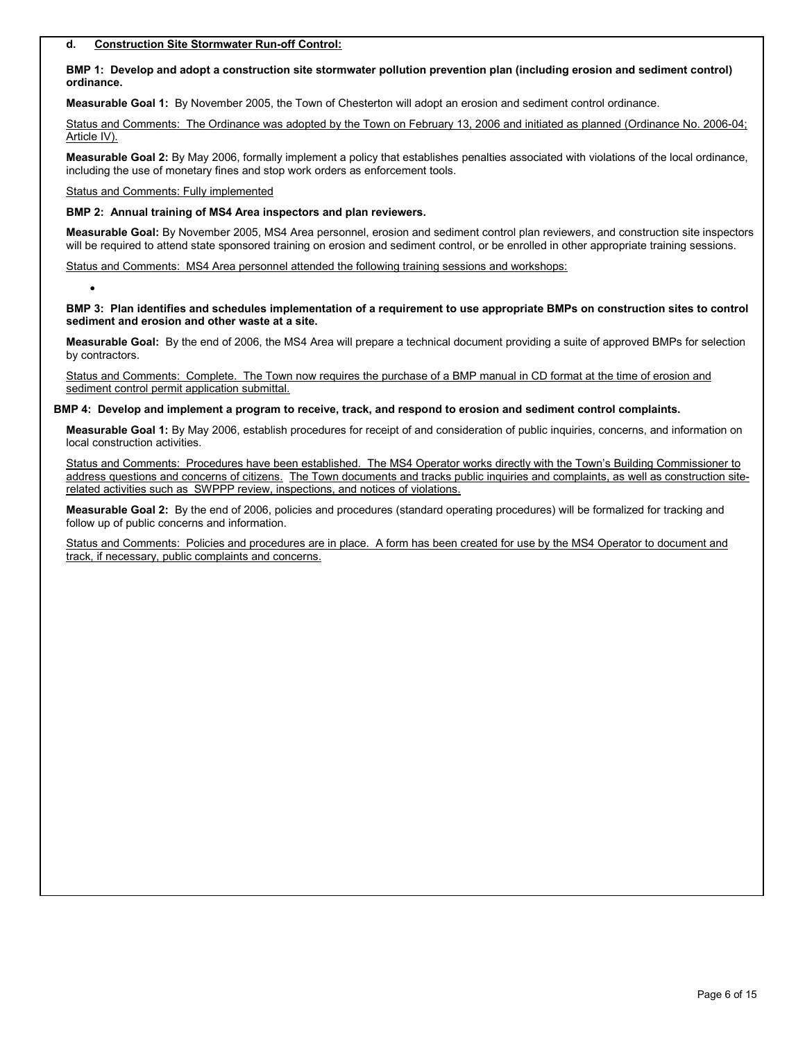**d. Construction Site Stormwater Run-off Control:**

**BMP 1: Develop and adopt a construction site stormwater pollution prevention plan (including erosion and sediment control) ordinance.**

**Measurable Goal 1:** By November 2005, the Town of Chesterton will adopt an erosion and sediment control ordinance.

Status and Comments: The Ordinance was adopted by the Town on February 13, 2006 and initiated as planned (Ordinance No. 2006-04; Article IV).

**Measurable Goal 2:** By May 2006, formally implement a policy that establishes penalties associated with violations of the local ordinance, including the use of monetary fines and stop work orders as enforcement tools.

Status and Comments: Fully implemented

**BMP 2: Annual training of MS4 Area inspectors and plan reviewers.**

**Measurable Goal:** By November 2005, MS4 Area personnel, erosion and sediment control plan reviewers, and construction site inspectors will be required to attend state sponsored training on erosion and sediment control, or be enrolled in other appropriate training sessions.

Status and Comments: MS4 Area personnel attended the following training sessions and workshops:

-

**BMP 3: Plan identifies and schedules implementation of a requirement to use appropriate BMPs on construction sites to control sediment and erosion and other waste at a site.**

**Measurable Goal:** By the end of 2006, the MS4 Area will prepare a technical document providing a suite of approved BMPs for selection by contractors.

Status and Comments: Complete. The Town now requires the purchase of a BMP manual in CD format at the time of erosion and sediment control permit application submittal.

**BMP 4: Develop and implement a program to receive, track, and respond to erosion and sediment control complaints.**

**Measurable Goal 1:** By May 2006, establish procedures for receipt of and consideration of public inquiries, concerns, and information on local construction activities.

Status and Comments: Procedures have been established. The MS4 Operator works directly with the Town's Building Commissioner to address questions and concerns of citizens. The Town documents and tracks public inquiries and complaints, as well as construction site-related activities such as SWPPP review, inspections, and notices of violations.

**Measurable Goal 2:** By the end of 2006, policies and procedures (standard operating procedures) will be formalized for tracking and follow up of public concerns and information.

Status and Comments: Policies and procedures are in place. A form has been created for use by the MS4 Operator to document and track, if necessary, public complaints and concerns.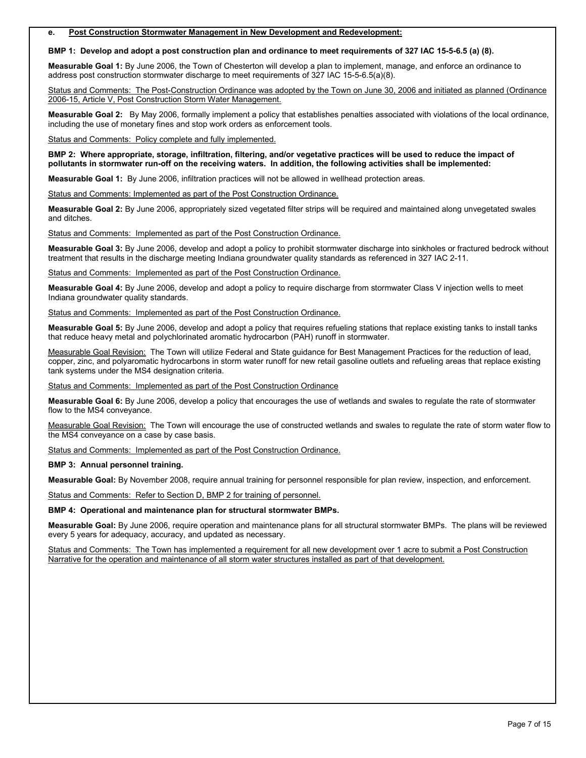**e. Post Construction Stormwater Management in New Development and Redevelopment:**

**BMP 1: Develop and adopt a post construction plan and ordinance to meet requirements of 327 IAC 15-5-6.5 (a) (8).**

**Measurable Goal 1:** By June 2006, the Town of Chesterton will develop a plan to implement, manage, and enforce an ordinance to address post construction stormwater discharge to meet requirements of 327 IAC 15-5-6.5(a)(8).

Status and Comments: The Post-Construction Ordinance was adopted by the Town on June 30, 2006 and initiated as planned (Ordinance 2006-15, Article V, Post Construction Storm Water Management.

**Measurable Goal 2:** By May 2006, formally implement a policy that establishes penalties associated with violations of the local ordinance, including the use of monetary fines and stop work orders as enforcement tools.

Status and Comments: Policy complete and fully implemented.

**BMP 2: Where appropriate, storage, infiltration, filtering, and/or vegetative practices will be used to reduce the impact of pollutants in stormwater run-off on the receiving waters. In addition, the following activities shall be implemented:**

**Measurable Goal 1:** By June 2006, infiltration practices will not be allowed in wellhead protection areas.

Status and Comments: Implemented as part of the Post Construction Ordinance.

**Measurable Goal 2:** By June 2006, appropriately sized vegetated filter strips will be required and maintained along unvegetated swales and ditches.

Status and Comments: Implemented as part of the Post Construction Ordinance.

**Measurable Goal 3:** By June 2006, develop and adopt a policy to prohibit stormwater discharge into sinkholes or fractured bedrock without treatment that results in the discharge meeting Indiana groundwater quality standards as referenced in 327 IAC 2-11.

Status and Comments: Implemented as part of the Post Construction Ordinance.

**Measurable Goal 4:** By June 2006, develop and adopt a policy to require discharge from stormwater Class V injection wells to meet Indiana groundwater quality standards.

Status and Comments: Implemented as part of the Post Construction Ordinance.

**Measurable Goal 5:** By June 2006, develop and adopt a policy that requires refueling stations that replace existing tanks to install tanks that reduce heavy metal and polychlorinated aromatic hydrocarbon (PAH) runoff in stormwater.

Measurable Goal Revision: The Town will utilize Federal and State guidance for Best Management Practices for the reduction of lead, copper, zinc, and polyaromatic hydrocarbons in storm water runoff for new retail gasoline outlets and refueling areas that replace existing tank systems under the MS4 designation criteria.

Status and Comments: Implemented as part of the Post Construction Ordinance

**Measurable Goal 6:** By June 2006, develop a policy that encourages the use of wetlands and swales to regulate the rate of stormwater flow to the MS4 conveyance.

Measurable Goal Revision: The Town will encourage the use of constructed wetlands and swales to regulate the rate of storm water flow to the MS4 conveyance on a case by case basis.

Status and Comments: Implemented as part of the Post Construction Ordinance.

**BMP 3: Annual personnel training.**

**Measurable Goal:** By November 2008, require annual training for personnel responsible for plan review, inspection, and enforcement.

Status and Comments: Refer to Section D, BMP 2 for training of personnel.

**BMP 4: Operational and maintenance plan for structural stormwater BMPs.**

**Measurable Goal:** By June 2006, require operation and maintenance plans for all structural stormwater BMPs. The plans will be reviewed every 5 years for adequacy, accuracy, and updated as necessary.

Status and Comments: The Town has implemented a requirement for all new development over 1 acre to submit a Post Construction Narrative for the operation and maintenance of all storm water structures installed as part of that development.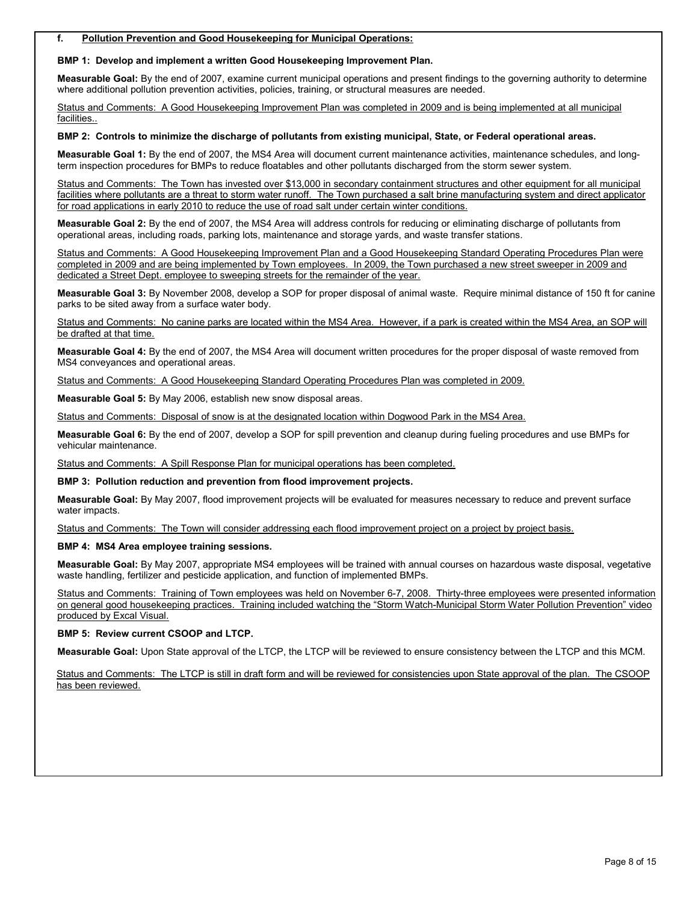**f. Pollution Prevention and Good Housekeeping for Municipal Operations:**

**BMP 1: Develop and implement a written Good Housekeeping Improvement Plan.**

**Measurable Goal:** By the end of 2007, examine current municipal operations and present findings to the governing authority to determine where additional pollution prevention activities, policies, training, or structural measures are needed.

Status and Comments: A Good Housekeeping Improvement Plan was completed in 2009 and is being implemented at all municipal facilities..

**BMP 2: Controls to minimize the discharge of pollutants from existing municipal, State, or Federal operational areas.**

**Measurable Goal 1:** By the end of 2007, the MS4 Area will document current maintenance activities, maintenance schedules, and long-term inspection procedures for BMPs to reduce floatables and other pollutants discharged from the storm sewer system.

Status and Comments: The Town has invested over $13,000 in secondary containment structures and other equipment for all municipal facilities where pollutants are a threat to storm water runoff. The Town purchased a salt brine manufacturing system and direct applicator for road applications in early 2010 to reduce the use of road salt under certain winter conditions.

**Measurable Goal 2:** By the end of 2007, the MS4 Area will address controls for reducing or eliminating discharge of pollutants from operational areas, including roads, parking lots, maintenance and storage yards, and waste transfer stations.

Status and Comments: A Good Housekeeping Improvement Plan and a Good Housekeeping Standard Operating Procedures Plan were completed in 2009 and are being implemented by Town employees. In 2009, the Town purchased a new street sweeper in 2009 and dedicated a Street Dept. employee to sweeping streets for the remainder of the year.

**Measurable Goal 3:** By November 2008, develop a SOP for proper disposal of animal waste. Require minimal distance of 150 ft for canine parks to be sited away from a surface water body.

Status and Comments: No canine parks are located within the MS4 Area. However, if a park is created within the MS4 Area, an SOP will be drafted at that time.

**Measurable Goal 4:** By the end of 2007, the MS4 Area will document written procedures for the proper disposal of waste removed from MS4 conveyances and operational areas.

Status and Comments: A Good Housekeeping Standard Operating Procedures Plan was completed in 2009.

**Measurable Goal 5:** By May 2006, establish new snow disposal areas.

Status and Comments: Disposal of snow is at the designated location within Dogwood Park in the MS4 Area.

**Measurable Goal 6:** By the end of 2007, develop a SOP for spill prevention and cleanup during fueling procedures and use BMPs for vehicular maintenance.

Status and Comments: A Spill Response Plan for municipal operations has been completed.

**BMP 3: Pollution reduction and prevention from flood improvement projects.**

**Measurable Goal:** By May 2007, flood improvement projects will be evaluated for measures necessary to reduce and prevent surface water impacts.

Status and Comments: The Town will consider addressing each flood improvement project on a project by project basis.

**BMP 4: MS4 Area employee training sessions.**

**Measurable Goal:** By May 2007, appropriate MS4 employees will be trained with annual courses on hazardous waste disposal, vegetative waste handling, fertilizer and pesticide application, and function of implemented BMPs.

Status and Comments: Training of Town employees was held on November 6-7, 2008. Thirty-three employees were presented information on general good housekeeping practices. Training included watching the "Storm Watch-Municipal Storm Water Pollution Prevention" video produced by Excal Visual.

**BMP 5: Review current CSOOP and LTCP.**

**Measurable Goal:** Upon State approval of the LTCP, the LTCP will be reviewed to ensure consistency between the LTCP and this MCM.

Status and Comments: The LTCP is still in draft form and will be reviewed for consistencies upon State approval of the plan. The CSOOP has been reviewed.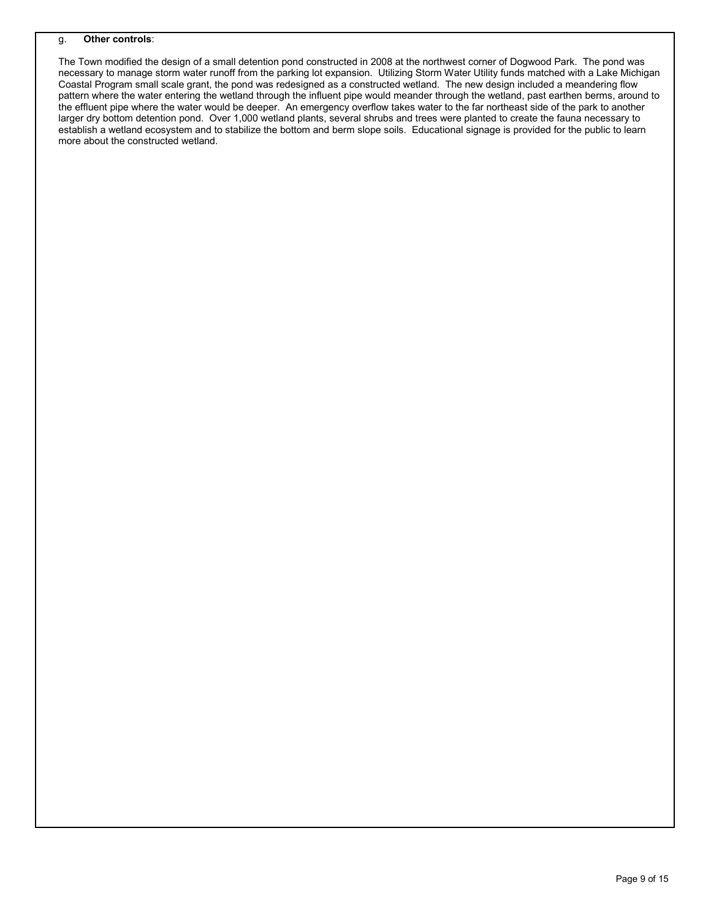g. **Other controls**:

The Town modified the design of a small detention pond constructed in 2008 at the northwest corner of Dogwood Park. The pond was necessary to manage storm water runoff from the parking lot expansion. Utilizing Storm Water Utility funds matched with a Lake Michigan Coastal Program small scale grant, the pond was redesigned as a constructed wetland. The new design included a meandering flow pattern where the water entering the wetland through the influent pipe would meander through the wetland, past earthen berms, around to the effluent pipe where the water would be deeper. An emergency overflow takes water to the far northeast side of the park to another larger dry bottom detention pond. Over 1,000 wetland plants, several shrubs and trees were planted to create the fauna necessary to establish a wetland ecosystem and to stabilize the bottom and berm slope soils. Educational signage is provided for the public to learn more about the constructed wetland.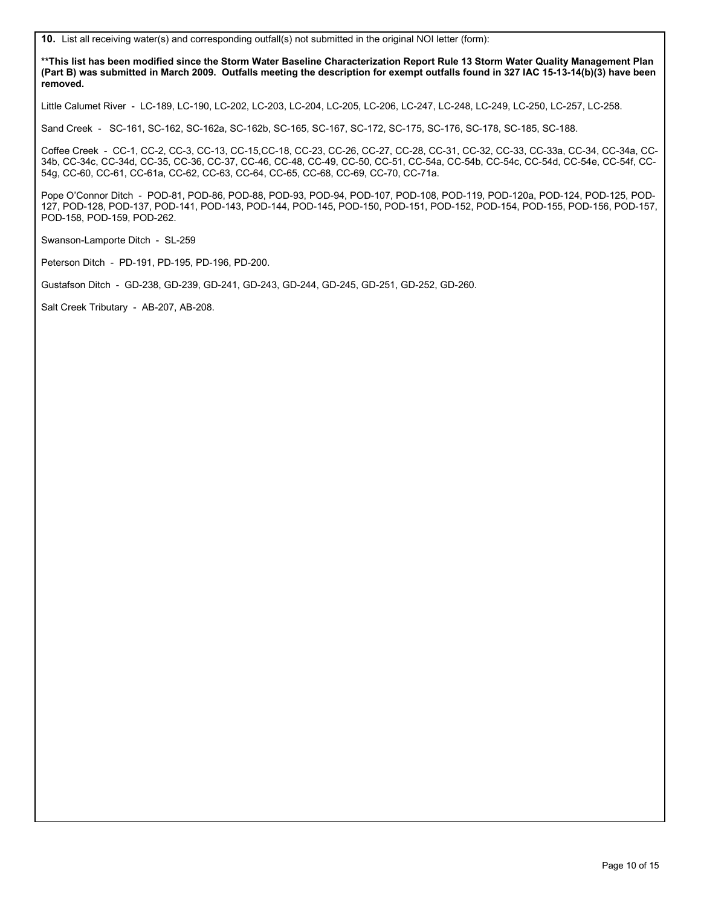**10.** List all receiving water(s) and corresponding outfall(s) not submitted in the original NOI letter (form):

**\*\*This list has been modified since the Storm Water Baseline Characterization Report Rule 13 Storm Water Quality Management Plan (Part B) was submitted in March 2009. Outfalls meeting the description for exempt outfalls found in 327 IAC 15-13-14(b)(3) have been removed.**

Little Calumet River - LC-189, LC-190, LC-202, LC-203, LC-204, LC-205, LC-206, LC-247, LC-248, LC-249, LC-250, LC-257, LC-258.

Sand Creek - SC-161, SC-162, SC-162a, SC-162b, SC-165, SC-167, SC-172, SC-175, SC-176, SC-178, SC-185, SC-188.

Coffee Creek - CC-1, CC-2, CC-3, CC-13, CC-15,CC-18, CC-23, CC-26, CC-27, CC-28, CC-31, CC-32, CC-33, CC-33a, CC-34, CC-34a, CC-34b, CC-34c, CC-34d, CC-35, CC-36, CC-37, CC-46, CC-48, CC-49, CC-50, CC-51, CC-54a, CC-54b, CC-54c, CC-54d, CC-54e, CC-54f, CC-54g, CC-60, CC-61, CC-61a, CC-62, CC-63, CC-64, CC-65, CC-68, CC-69, CC-70, CC-71a.

Pope O'Connor Ditch - POD-81, POD-86, POD-88, POD-93, POD-94, POD-107, POD-108, POD-119, POD-120a, POD-124, POD-125, POD-127, POD-128, POD-137, POD-141, POD-143, POD-144, POD-145, POD-150, POD-151, POD-152, POD-154, POD-155, POD-156, POD-157, POD-158, POD-159, POD-262.

Swanson-Lamporte Ditch - SL-259

Peterson Ditch - PD-191, PD-195, PD-196, PD-200.

Gustafson Ditch - GD-238, GD-239, GD-241, GD-243, GD-244, GD-245, GD-251, GD-252, GD-260.

Salt Creek Tributary - AB-207, AB-208.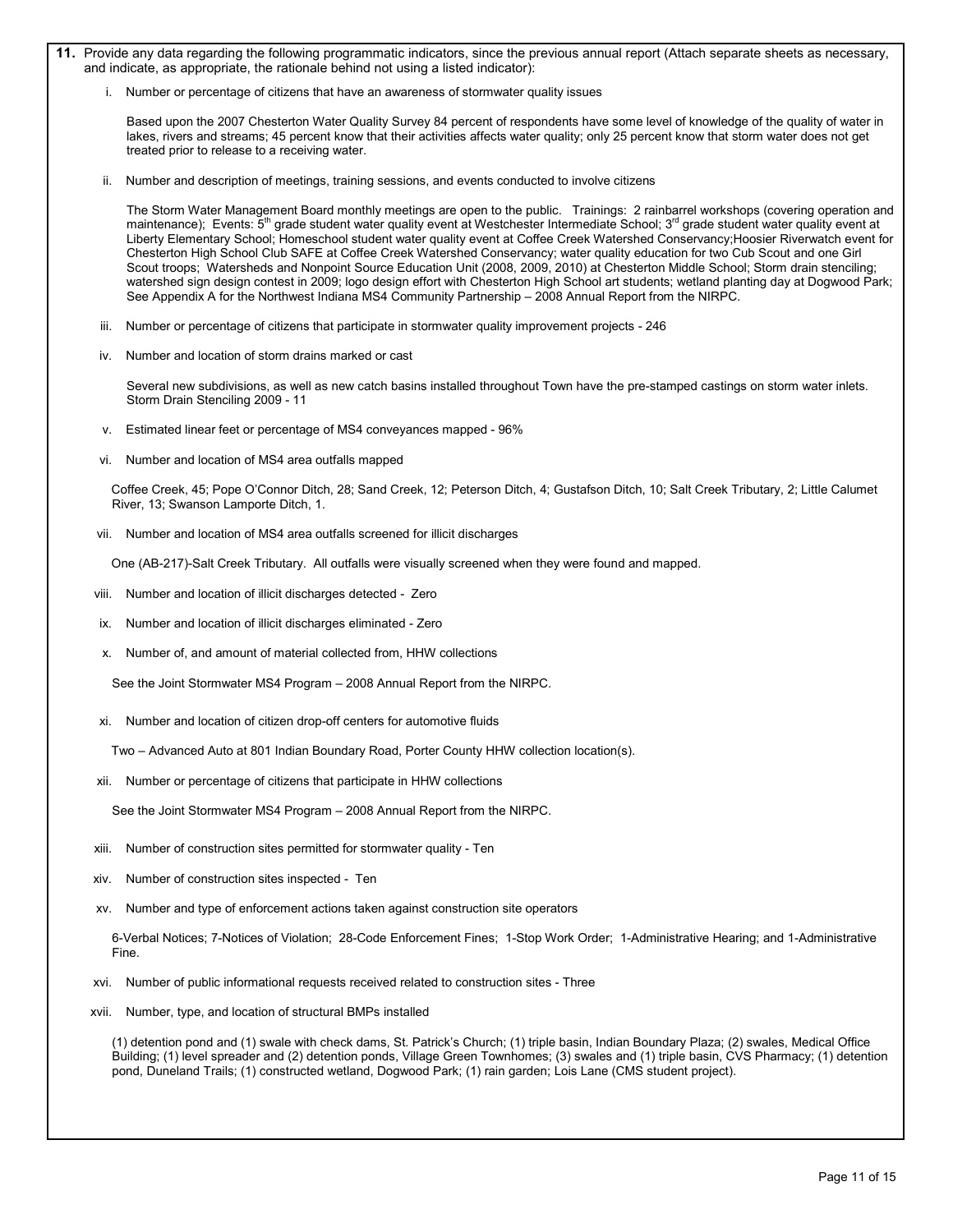**11.** Provide any data regarding the following programmatic indicators, since the previous annual report (Attach separate sheets as necessary, and indicate, as appropriate, the rationale behind not using a listed indicator):

i. Number or percentage of citizens that have an awareness of stormwater quality issues

Based upon the 2007 Chesterton Water Quality Survey 84 percent of respondents have some level of knowledge of the quality of water in lakes, rivers and streams; 45 percent know that their activities affects water quality; only 25 percent know that storm water does not get treated prior to release to a receiving water.

ii. Number and description of meetings, training sessions, and events conducted to involve citizens

The Storm Water Management Board monthly meetings are open to the public. Trainings: 2 rainbarrel workshops (covering operation and maintenance); Events: 5th grade student water quality event at Westchester Intermediate School; 3rd grade student water quality event at Liberty Elementary School; Homeschool student water quality event at Coffee Creek Watershed Conservancy;Hoosier Riverwatch event for Chesterton High School Club SAFE at Coffee Creek Watershed Conservancy; water quality education for two Cub Scout and one Girl Scout troops; Watersheds and Nonpoint Source Education Unit (2008, 2009, 2010) at Chesterton Middle School; Storm drain stenciling; watershed sign design contest in 2009; logo design effort with Chesterton High School art students; wetland planting day at Dogwood Park; See Appendix A for the Northwest Indiana MS4 Community Partnership – 2008 Annual Report from the NIRPC.

iii. Number or percentage of citizens that participate in stormwater quality improvement projects - 246

iv. Number and location of storm drains marked or cast

Several new subdivisions, as well as new catch basins installed throughout Town have the pre-stamped castings on storm water inlets. Storm Drain Stenciling 2009 - 11

v. Estimated linear feet or percentage of MS4 conveyances mapped - 96%

vi. Number and location of MS4 area outfalls mapped

Coffee Creek, 45; Pope O'Connor Ditch, 28; Sand Creek, 12; Peterson Ditch, 4; Gustafson Ditch, 10; Salt Creek Tributary, 2; Little Calumet River, 13; Swanson Lamporte Ditch, 1.

vii. Number and location of MS4 area outfalls screened for illicit discharges

One (AB-217)-Salt Creek Tributary. All outfalls were visually screened when they were found and mapped.

viii. Number and location of illicit discharges detected - Zero

ix. Number and location of illicit discharges eliminated - Zero

x. Number of, and amount of material collected from, HHW collections

See the Joint Stormwater MS4 Program – 2008 Annual Report from the NIRPC.

xi. Number and location of citizen drop-off centers for automotive fluids

Two – Advanced Auto at 801 Indian Boundary Road, Porter County HHW collection location(s).

xii. Number or percentage of citizens that participate in HHW collections

See the Joint Stormwater MS4 Program – 2008 Annual Report from the NIRPC.

xiii. Number of construction sites permitted for stormwater quality - Ten

xiv. Number of construction sites inspected - Ten

xv. Number and type of enforcement actions taken against construction site operators

6-Verbal Notices; 7-Notices of Violation; 28-Code Enforcement Fines; 1-Stop Work Order; 1-Administrative Hearing; and 1-Administrative Fine.

xvi. Number of public informational requests received related to construction sites - Three

xvii. Number, type, and location of structural BMPs installed

(1) detention pond and (1) swale with check dams, St. Patrick's Church; (1) triple basin, Indian Boundary Plaza; (2) swales, Medical Office Building; (1) level spreader and (2) detention ponds, Village Green Townhomes; (3) swales and (1) triple basin, CVS Pharmacy; (1) detention pond, Duneland Trails; (1) constructed wetland, Dogwood Park; (1) rain garden; Lois Lane (CMS student project).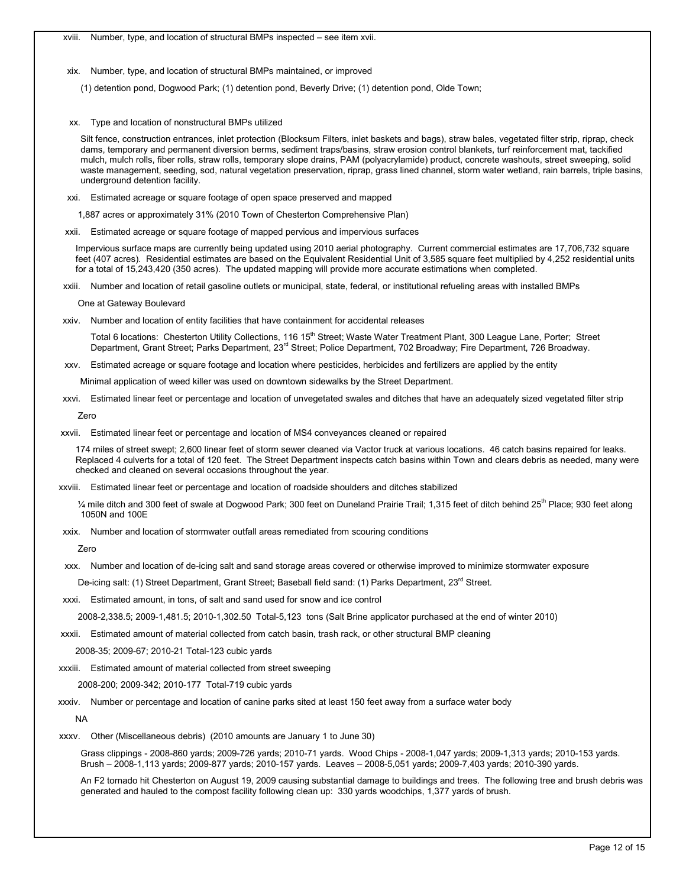xviii. Number, type, and location of structural BMPs inspected – see item xvii.

xix. Number, type, and location of structural BMPs maintained, or improved

(1) detention pond, Dogwood Park; (1) detention pond, Beverly Drive; (1) detention pond, Olde Town;

xx. Type and location of nonstructural BMPs utilized

Silt fence, construction entrances, inlet protection (Blocksum Filters, inlet baskets and bags), straw bales, vegetated filter strip, riprap, check dams, temporary and permanent diversion berms, sediment traps/basins, straw erosion control blankets, turf reinforcement mat, tackified mulch, mulch rolls, fiber rolls, straw rolls, temporary slope drains, PAM (polyacrylamide) product, concrete washouts, street sweeping, solid waste management, seeding, sod, natural vegetation preservation, riprap, grass lined channel, storm water wetland, rain barrels, triple basins, underground detention facility.

xxi. Estimated acreage or square footage of open space preserved and mapped

1,887 acres or approximately 31% (2010 Town of Chesterton Comprehensive Plan)

xxii. Estimated acreage or square footage of mapped pervious and impervious surfaces

Impervious surface maps are currently being updated using 2010 aerial photography. Current commercial estimates are 17,706,732 square feet (407 acres). Residential estimates are based on the Equivalent Residential Unit of 3,585 square feet multiplied by 4,252 residential units for a total of 15,243,420 (350 acres). The updated mapping will provide more accurate estimations when completed.

xxiii. Number and location of retail gasoline outlets or municipal, state, federal, or institutional refueling areas with installed BMPs

One at Gateway Boulevard

xxiv. Number and location of entity facilities that have containment for accidental releases

Total 6 locations: Chesterton Utility Collections, 116 15th Street; Waste Water Treatment Plant, 300 League Lane, Porter; Street Department, Grant Street; Parks Department, 23rd Street; Police Department, 702 Broadway; Fire Department, 726 Broadway.

xxv. Estimated acreage or square footage and location where pesticides, herbicides and fertilizers are applied by the entity

Minimal application of weed killer was used on downtown sidewalks by the Street Department.

xxvi. Estimated linear feet or percentage and location of unvegetated swales and ditches that have an adequately sized vegetated filter strip

Zero

xxvii. Estimated linear feet or percentage and location of MS4 conveyances cleaned or repaired

174 miles of street swept; 2,600 linear feet of storm sewer cleaned via Vactor truck at various locations. 46 catch basins repaired for leaks. Replaced 4 culverts for a total of 120 feet. The Street Department inspects catch basins within Town and clears debris as needed, many were checked and cleaned on several occasions throughout the year.

xxviii. Estimated linear feet or percentage and location of roadside shoulders and ditches stabilized

¼ mile ditch and 300 feet of swale at Dogwood Park; 300 feet on Duneland Prairie Trail; 1,315 feet of ditch behind 25th Place; 930 feet along 1050N and 100E

xxix. Number and location of stormwater outfall areas remediated from scouring conditions

Zero

xxx. Number and location of de-icing salt and sand storage areas covered or otherwise improved to minimize stormwater exposure

De-icing salt: (1) Street Department, Grant Street; Baseball field sand: (1) Parks Department, 23rd Street.

xxxi. Estimated amount, in tons, of salt and sand used for snow and ice control

2008-2,338.5; 2009-1,481.5; 2010-1,302.50 Total-5,123 tons (Salt Brine applicator purchased at the end of winter 2010)

xxxii. Estimated amount of material collected from catch basin, trash rack, or other structural BMP cleaning

2008-35; 2009-67; 2010-21 Total-123 cubic yards

xxxiii. Estimated amount of material collected from street sweeping

2008-200; 2009-342; 2010-177 Total-719 cubic yards

xxxiv. Number or percentage and location of canine parks sited at least 150 feet away from a surface water body

NA

xxxv. Other (Miscellaneous debris) (2010 amounts are January 1 to June 30)

Grass clippings - 2008-860 yards; 2009-726 yards; 2010-71 yards. Wood Chips - 2008-1,047 yards; 2009-1,313 yards; 2010-153 yards. Brush – 2008-1,113 yards; 2009-877 yards; 2010-157 yards. Leaves – 2008-5,051 yards; 2009-7,403 yards; 2010-390 yards.

An F2 tornado hit Chesterton on August 19, 2009 causing substantial damage to buildings and trees. The following tree and brush debris was generated and hauled to the compost facility following clean up: 330 yards woodchips, 1,377 yards of brush.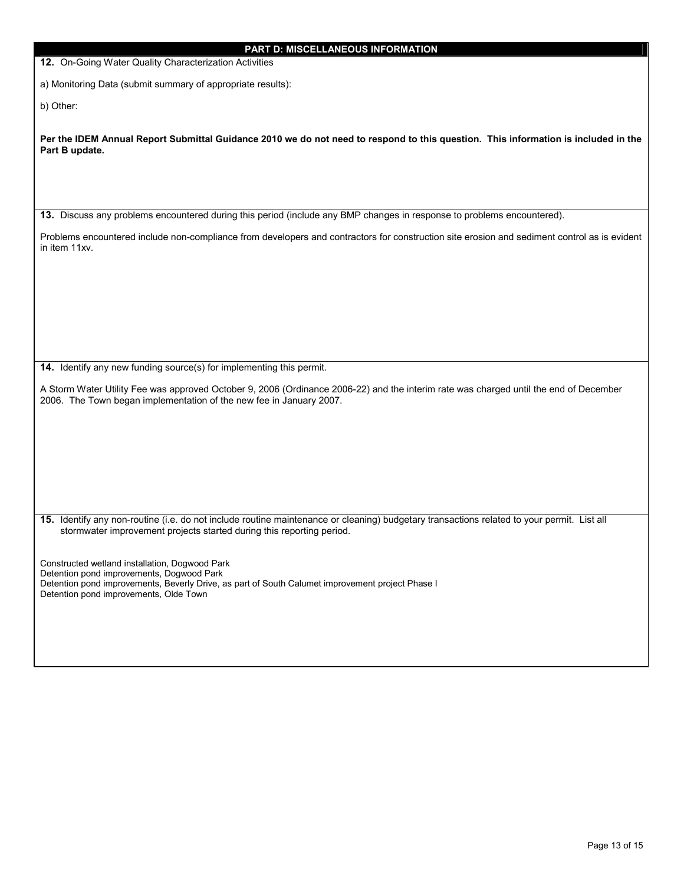## PART D: MISCELLANEOUS INFORMATION

**12.** On-Going Water Quality Characterization Activities

a) Monitoring Data (submit summary of appropriate results):

b) Other:

**Per the IDEM Annual Report Submittal Guidance 2010 we do not need to respond to this question. This information is included in the Part B update.**

**13.** Discuss any problems encountered during this period (include any BMP changes in response to problems encountered).

Problems encountered include non-compliance from developers and contractors for construction site erosion and sediment control as is evident in item 11xv.

**14.** Identify any new funding source(s) for implementing this permit.

A Storm Water Utility Fee was approved October 9, 2006 (Ordinance 2006-22) and the interim rate was charged until the end of December 2006. The Town began implementation of the new fee in January 2007.

**15.** Identify any non-routine (i.e. do not include routine maintenance or cleaning) budgetary transactions related to your permit. List all stormwater improvement projects started during this reporting period.

Constructed wetland installation, Dogwood Park
Detention pond improvements, Dogwood Park
Detention pond improvements, Beverly Drive, as part of South Calumet improvement project Phase I
Detention pond improvements, Olde Town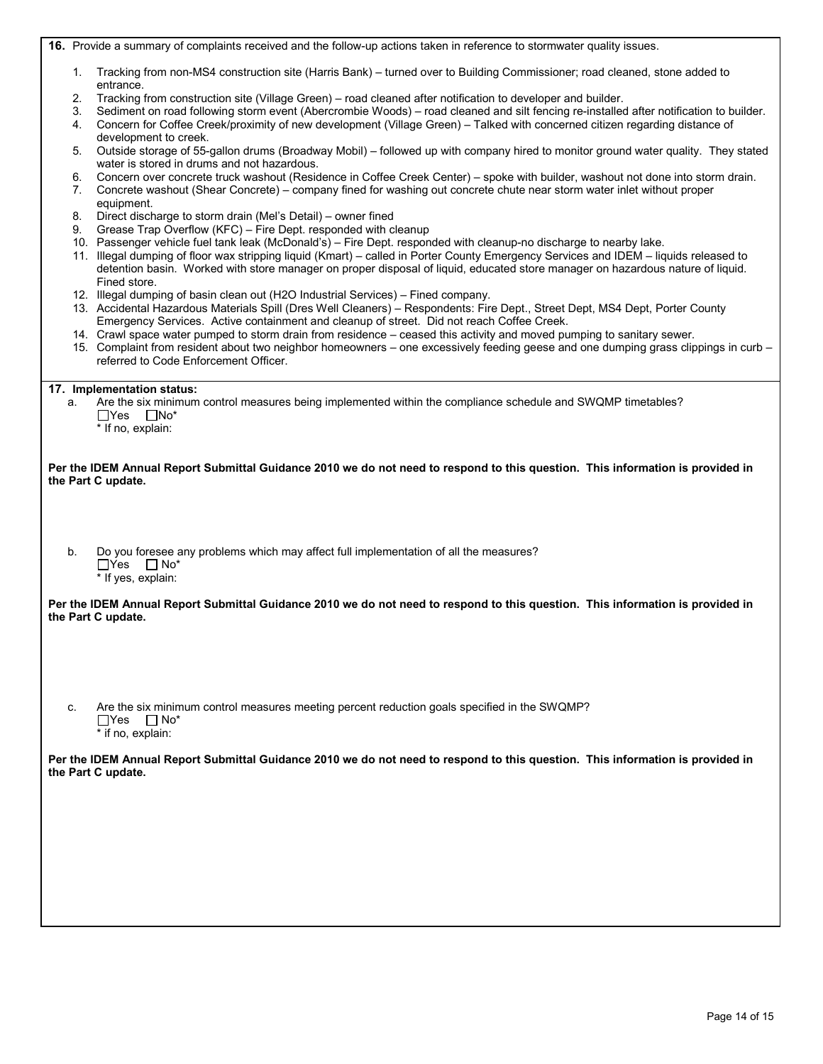**16.** Provide a summary of complaints received and the follow-up actions taken in reference to stormwater quality issues.

1. Tracking from non-MS4 construction site (Harris Bank) – turned over to Building Commissioner; road cleaned, stone added to entrance.
2. Tracking from construction site (Village Green) – road cleaned after notification to developer and builder.
3. Sediment on road following storm event (Abercrombie Woods) – road cleaned and silt fencing re-installed after notification to builder.
4. Concern for Coffee Creek/proximity of new development (Village Green) – Talked with concerned citizen regarding distance of development to creek.
5. Outside storage of 55-gallon drums (Broadway Mobil) – followed up with company hired to monitor ground water quality. They stated water is stored in drums and not hazardous.
6. Concern over concrete truck washout (Residence in Coffee Creek Center) – spoke with builder, washout not done into storm drain.
7. Concrete washout (Shear Concrete) – company fined for washing out concrete chute near storm water inlet without proper equipment.
8. Direct discharge to storm drain (Mel's Detail) – owner fined
9. Grease Trap Overflow (KFC) – Fire Dept. responded with cleanup
10. Passenger vehicle fuel tank leak (McDonald's) – Fire Dept. responded with cleanup-no discharge to nearby lake.
11. Illegal dumping of floor wax stripping liquid (Kmart) – called in Porter County Emergency Services and IDEM – liquids released to detention basin. Worked with store manager on proper disposal of liquid, educated store manager on hazardous nature of liquid. Fined store.
12. Illegal dumping of basin clean out (H2O Industrial Services) – Fined company.
13. Accidental Hazardous Materials Spill (Dres Well Cleaners) – Respondents: Fire Dept., Street Dept, MS4 Dept, Porter County Emergency Services. Active containment and cleanup of street. Did not reach Coffee Creek.
14. Crawl space water pumped to storm drain from residence – ceased this activity and moved pumping to sanitary sewer.
15. Complaint from resident about two neighbor homeowners – one excessively feeding geese and one dumping grass clippings in curb – referred to Code Enforcement Officer.

**17. Implementation status:**

a. Are the six minimum control measures being implemented within the compliance schedule and SWQMP timetables?
☐Yes ☐No*
\* If no, explain:

**Per the IDEM Annual Report Submittal Guidance 2010 we do not need to respond to this question. This information is provided in the Part C update.**

b. Do you foresee any problems which may affect full implementation of all the measures?
☐Yes ☐No*
\* If yes, explain:

**Per the IDEM Annual Report Submittal Guidance 2010 we do not need to respond to this question. This information is provided in the Part C update.**

c. Are the six minimum control measures meeting percent reduction goals specified in the SWQMP?
☐Yes ☐No*
\* if no, explain:

**Per the IDEM Annual Report Submittal Guidance 2010 we do not need to respond to this question. This information is provided in the Part C update.**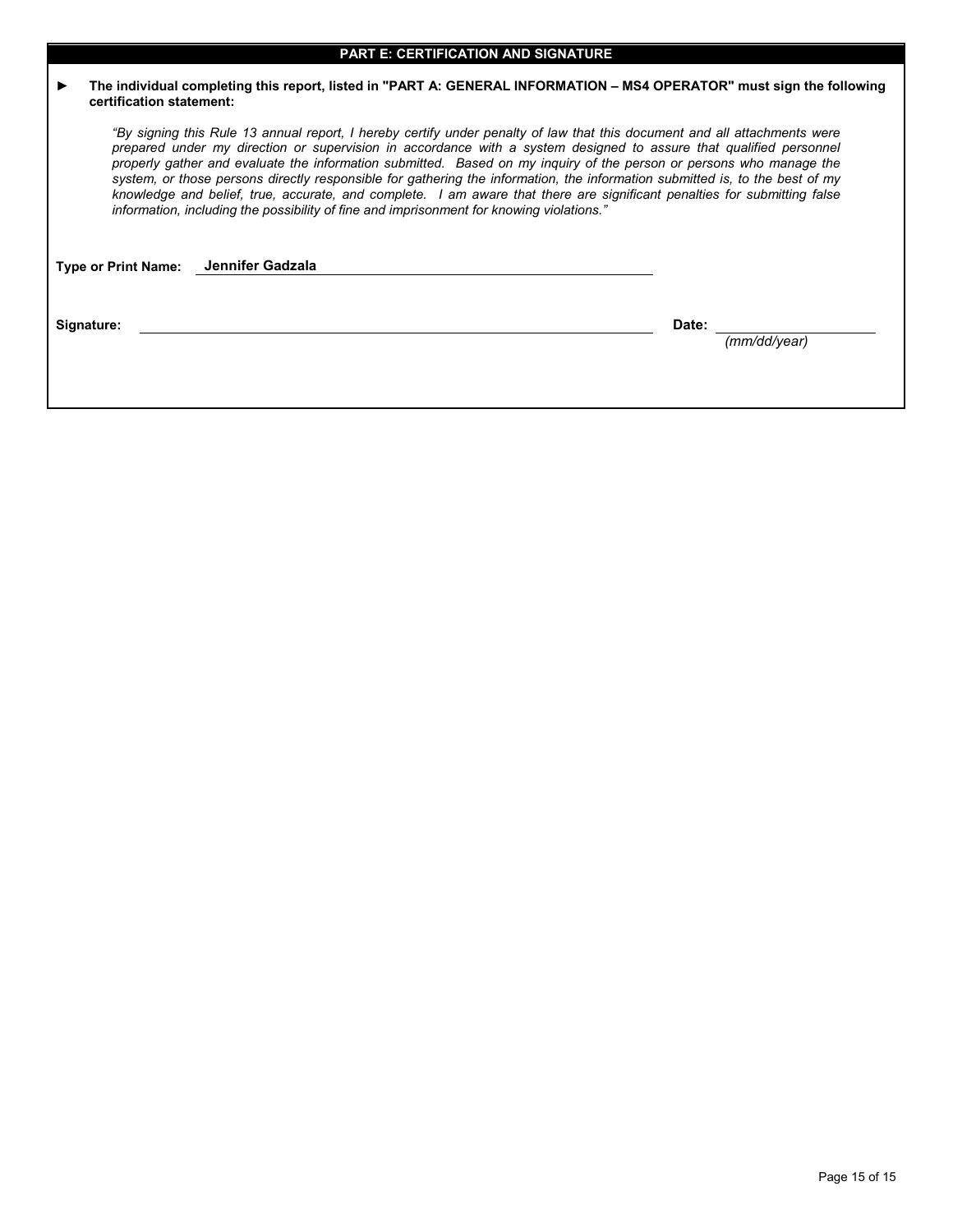## PART E: CERTIFICATION AND SIGNATURE

► **The individual completing this report, listed in "PART A: GENERAL INFORMATION – MS4 OPERATOR" must sign the following certification statement:**

*"By signing this Rule 13 annual report, I hereby certify under penalty of law that this document and all attachments were prepared under my direction or supervision in accordance with a system designed to assure that qualified personnel properly gather and evaluate the information submitted. Based on my inquiry of the person or persons who manage the system, or those persons directly responsible for gathering the information, the information submitted is, to the best of my knowledge and belief, true, accurate, and complete. I am aware that there are significant penalties for submitting false information, including the possibility of fine and imprisonment for knowing violations."*

**Type or Print Name:** **Jennifer Gadzala**

**Signature:** ______________________ **Date:** ______________ *(mm/dd/year)*